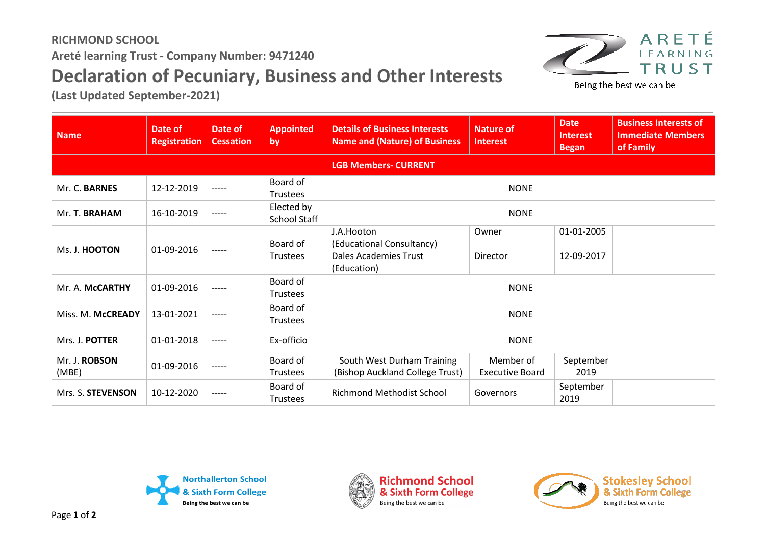**RICHMOND SCHOOL**

**Areté learning Trust - Company Number: 9471240**

# Declaration of Pecuniary, Business and Other Interests

**(Last Updated September-2021)**

ARETÉ LEARNING TRUST
Being the best we can be

| Name | Date of Registration | Date of Cessation | Appointed by | Details of Business Interests Name and (Nature) of Business | Nature of Interest | Date Interest Began | Business Interests of Immediate Members of Family |
|---|---|---|---|---|---|---|---|
| **LGB Members- CURRENT** | | | | | | | |
| Mr. C. **BARNES** | 12-12-2019 | ----- | Board of Trustees | NONE | | | |
| Mr. T. **BRAHAM** | 16-10-2019 | ----- | Elected by School Staff | NONE | | | |
| Ms. J. **HOOTON** | 01-09-2016 | ----- | Board of Trustees | J.A.Hooton (Educational Consultancy)<br>Dales Academies Trust (Education) | Owner<br>Director | 01-01-2005<br>12-09-2017 | |
| Mr. A. **McCARTHY** | 01-09-2016 | ----- | Board of Trustees | NONE | | | |
| Miss. M. **McCREADY** | 13-01-2021 | ----- | Board of Trustees | NONE | | | |
| Mrs. J. **POTTER** | 01-01-2018 | ----- | Ex-officio | NONE | | | |
| Mr. J. **ROBSON** (MBE) | 01-09-2016 | ----- | Board of Trustees | South West Durham Training (Bishop Auckland College Trust) | Member of Executive Board | September 2019 | |
| Mrs. S. **STEVENSON** | 10-12-2020 | ----- | Board of Trustees | Richmond Methodist School | Governors | September 2019 | |

Northallerton School & Sixth Form College — Being the best we can be
Richmond School & Sixth Form College — Being the best we can be
Stokesley School & Sixth Form College — Being the best we can be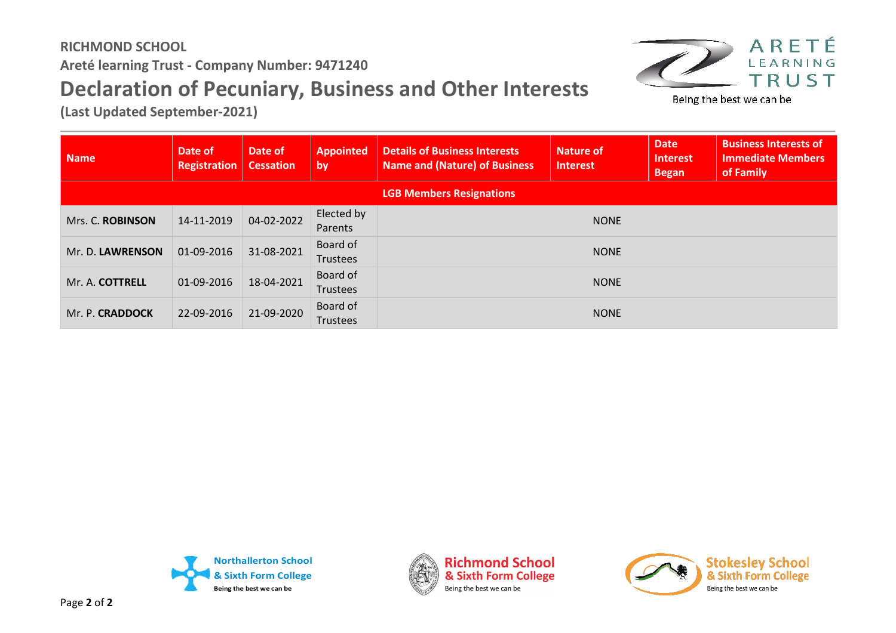RICHMOND SCHOOL

Areté learning Trust - Company Number: 9471240

# Declaration of Pecuniary, Business and Other Interests

**(Last Updated September-2021)**

| Name | Date of Registration | Date of Cessation | Appointed by | Details of Business Interests Name and (Nature) of Business | Nature of Interest | Date Interest Began | Business Interests of Immediate Members of Family |
|---|---|---|---|---|---|---|---|
| **LGB Members Resignations** | | | | | | | |
| Mrs. C. **ROBINSON** | 14-11-2019 | 04-02-2022 | Elected by Parents | NONE | | | |
| Mr. D. **LAWRENSON** | 01-09-2016 | 31-08-2021 | Board of Trustees | NONE | | | |
| Mr. A. **COTTRELL** | 01-09-2016 | 18-04-2021 | Board of Trustees | NONE | | | |
| Mr. P. **CRADDOCK** | 22-09-2016 | 21-09-2020 | Board of Trustees | NONE | | | |